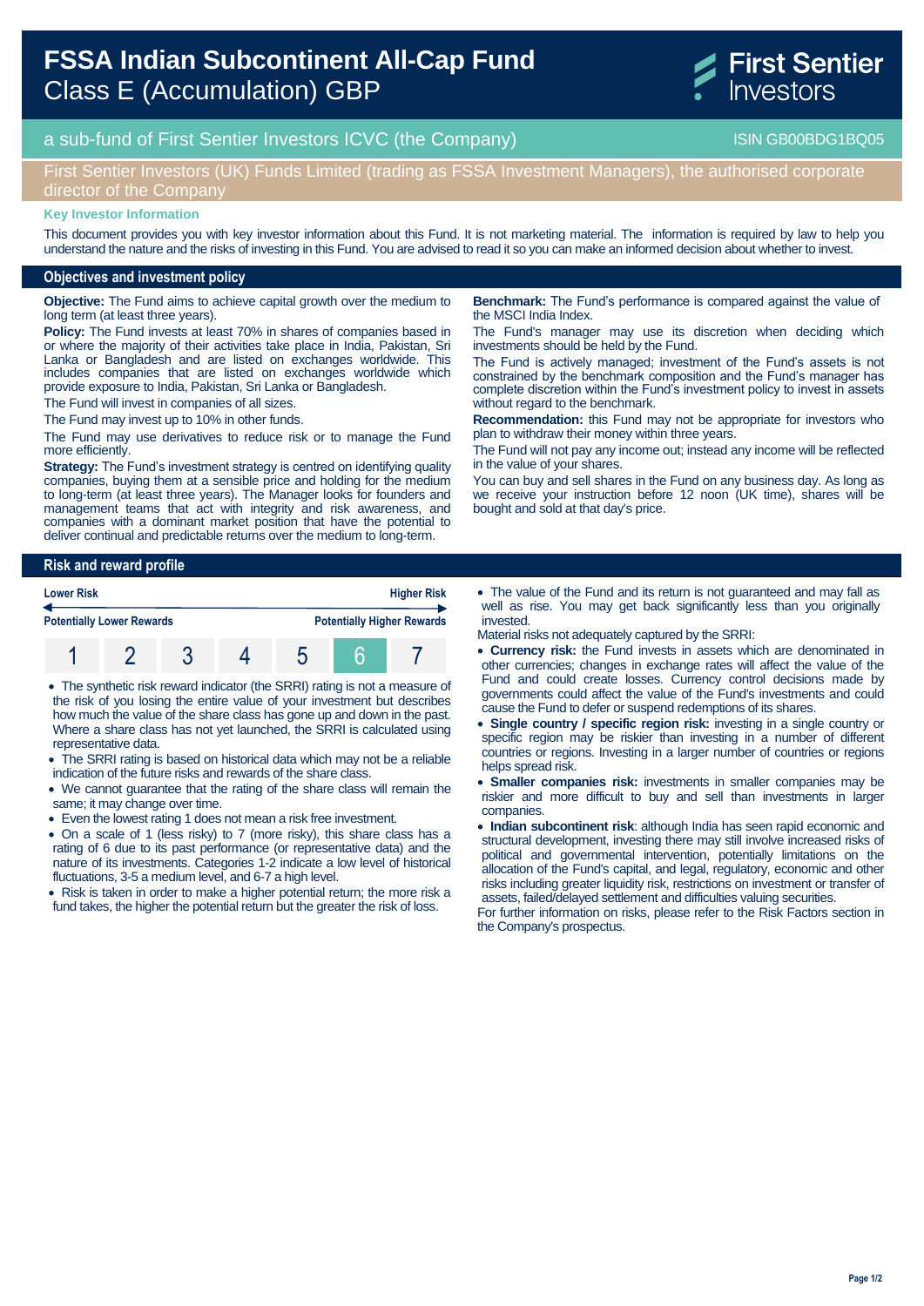# FSSA Indian Subcontinent All-Cap Fund
Class E (Accumulation) GBP

First Sentier Investors

a sub-fund of First Sentier Investors ICVC (the Company) ISIN GB00BDG1BQ05

First Sentier Investors (UK) Funds Limited (trading as FSSA Investment Managers), the authorised corporate director of the Company

**Key Investor Information**

This document provides you with key investor information about this Fund. It is not marketing material. The information is required by law to help you understand the nature and the risks of investing in this Fund. You are advised to read it so you can make an informed decision about whether to invest.

## Objectives and investment policy

**Objective:** The Fund aims to achieve capital growth over the medium to long term (at least three years).

**Policy:** The Fund invests at least 70% in shares of companies based in or where the majority of their activities take place in India, Pakistan, Sri Lanka or Bangladesh and are listed on exchanges worldwide. This includes companies that are listed on exchanges worldwide which provide exposure to India, Pakistan, Sri Lanka or Bangladesh.

The Fund will invest in companies of all sizes.

The Fund may invest up to 10% in other funds.

The Fund may use derivatives to reduce risk or to manage the Fund more efficiently.

**Strategy:** The Fund's investment strategy is centred on identifying quality companies, buying them at a sensible price and holding for the medium to long-term (at least three years). The Manager looks for founders and management teams that act with integrity and risk awareness, and companies with a dominant market position that have the potential to deliver continual and predictable returns over the medium to long-term.

**Benchmark:** The Fund's performance is compared against the value of the MSCI India Index.

The Fund's manager may use its discretion when deciding which investments should be held by the Fund.

The Fund is actively managed; investment of the Fund's assets is not constrained by the benchmark composition and the Fund's manager has complete discretion within the Fund's investment policy to invest in assets without regard to the benchmark.

**Recommendation:** this Fund may not be appropriate for investors who plan to withdraw their money within three years.

The Fund will not pay any income out; instead any income will be reflected in the value of your shares.

You can buy and sell shares in the Fund on any business day. As long as we receive your instruction before 12 noon (UK time), shares will be bought and sold at that day's price.

## Risk and reward profile

| Lower Risk | | | | | | Higher Risk |
|---|---|---|---|---|---|---|
| Potentially Lower Rewards | | | | | | Potentially Higher Rewards |
| 1 | 2 | 3 | 4 | 5 | **6** | 7 |

- The synthetic risk reward indicator (the SRRI) rating is not a measure of the risk of you losing the entire value of your investment but describes how much the value of the share class has gone up and down in the past. Where a share class has not yet launched, the SRRI is calculated using representative data.
- The SRRI rating is based on historical data which may not be a reliable indication of the future risks and rewards of the share class.
- We cannot guarantee that the rating of the share class will remain the same; it may change over time.
- Even the lowest rating 1 does not mean a risk free investment.
- On a scale of 1 (less risky) to 7 (more risky), this share class has a rating of 6 due to its past performance (or representative data) and the nature of its investments. Categories 1-2 indicate a low level of historical fluctuations, 3-5 a medium level, and 6-7 a high level.
- Risk is taken in order to make a higher potential return; the more risk a fund takes, the higher the potential return but the greater the risk of loss.
- The value of the Fund and its return is not guaranteed and may fall as well as rise. You may get back significantly less than you originally invested.

Material risks not adequately captured by the SRRI:

- **Currency risk:** the Fund invests in assets which are denominated in other currencies; changes in exchange rates will affect the value of the Fund and could create losses. Currency control decisions made by governments could affect the value of the Fund's investments and could cause the Fund to defer or suspend redemptions of its shares.
- **Single country / specific region risk:** investing in a single country or specific region may be riskier than investing in a number of different countries or regions. Investing in a larger number of countries or regions helps spread risk.
- **Smaller companies risk:** investments in smaller companies may be riskier and more difficult to buy and sell than investments in larger companies.
- **Indian subcontinent risk**: although India has seen rapid economic and structural development, investing there may still involve increased risks of political and governmental intervention, potentially limitations on the allocation of the Fund's capital, and legal, regulatory, economic and other risks including greater liquidity risk, restrictions on investment or transfer of assets, failed/delayed settlement and difficulties valuing securities.

For further information on risks, please refer to the Risk Factors section in the Company's prospectus.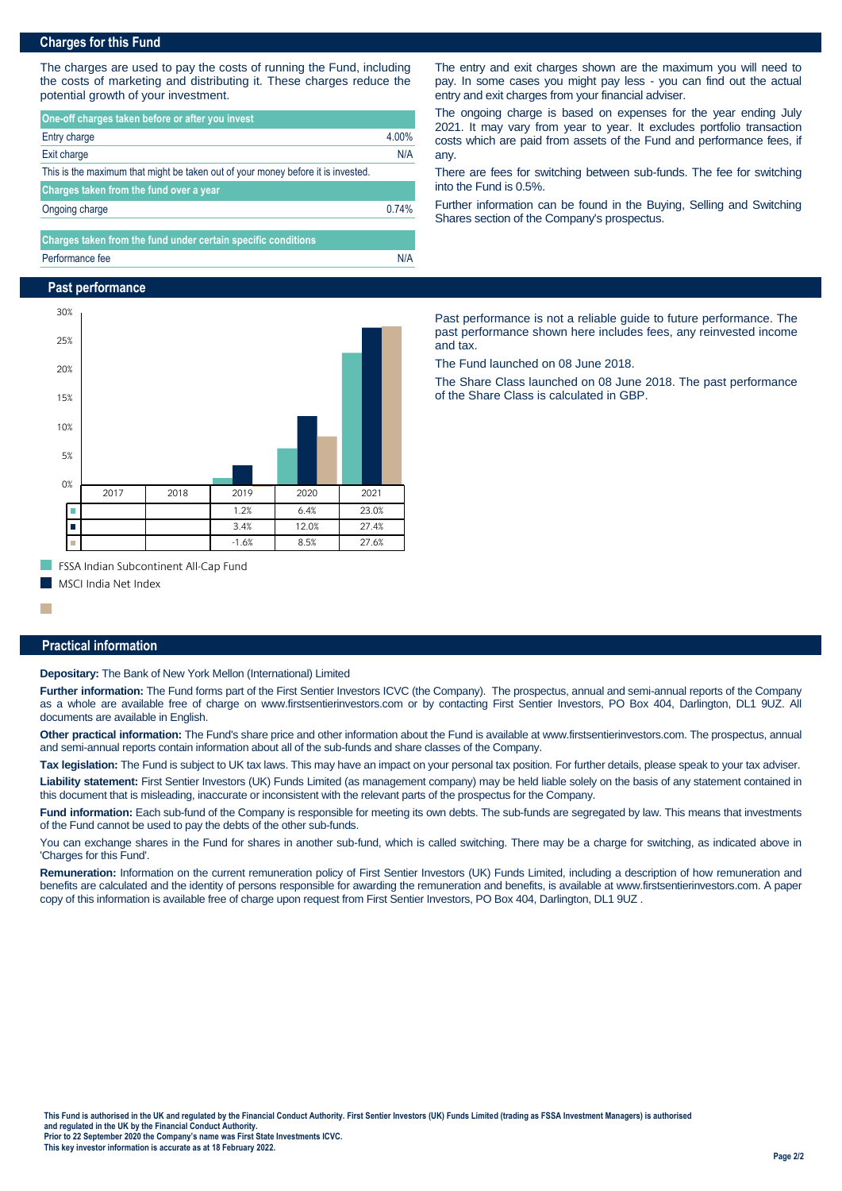## Charges for this Fund

The charges are used to pay the costs of running the Fund, including the costs of marketing and distributing it. These charges reduce the potential growth of your investment.

| One-off charges taken before or after you invest | |
|---|---|
| Entry charge | 4.00% |
| Exit charge | N/A |
| This is the maximum that might be taken out of your money before it is invested. | |
| **Charges taken from the fund over a year** | |
| Ongoing charge | 0.74% |
| **Charges taken from the fund under certain specific conditions** | |
| Performance fee | N/A |

The entry and exit charges shown are the maximum you will need to pay. In some cases you might pay less - you can find out the actual entry and exit charges from your financial adviser.

The ongoing charge is based on expenses for the year ending July 2021. It may vary from year to year. It excludes portfolio transaction costs which are paid from assets of the Fund and performance fees, if any.

There are fees for switching between sub-funds. The fee for switching into the Fund is 0.5%.

Further information can be found in the Buying, Selling and Switching Shares section of the Company's prospectus.

## Past performance

30%
25%
20%
15%
10%
5%
0%

2017 2018 2019 2020 2021

1.2% 6.4% 23.0%
3.4% 12.0% 27.4%
-1.6% 8.5% 27.6%

FSSA Indian Subcontinent All-Cap Fund
MSCI India Net Index

Past performance is not a reliable guide to future performance. The past performance shown here includes fees, any reinvested income and tax.

The Fund launched on 08 June 2018.

The Share Class launched on 08 June 2018. The past performance of the Share Class is calculated in GBP.

## Practical information

**Depositary:** The Bank of New York Mellon (International) Limited

**Further information:** The Fund forms part of the First Sentier Investors ICVC (the Company). The prospectus, annual and semi-annual reports of the Company as a whole are available free of charge on www.firstsentierinvestors.com or by contacting First Sentier Investors, PO Box 404, Darlington, DL1 9UZ. All documents are available in English.

**Other practical information:** The Fund's share price and other information about the Fund is available at www.firstsentierinvestors.com. The prospectus, annual and semi-annual reports contain information about all of the sub-funds and share classes of the Company.

**Tax legislation:** The Fund is subject to UK tax laws. This may have an impact on your personal tax position. For further details, please speak to your tax adviser.

**Liability statement:** First Sentier Investors (UK) Funds Limited (as management company) may be held liable solely on the basis of any statement contained in this document that is misleading, inaccurate or inconsistent with the relevant parts of the prospectus for the Company.

**Fund information:** Each sub-fund of the Company is responsible for meeting its own debts. The sub-funds are segregated by law. This means that investments of the Fund cannot be used to pay the debts of the other sub-funds.

You can exchange shares in the Fund for shares in another sub-fund, which is called switching. There may be a charge for switching, as indicated above in 'Charges for this Fund'.

**Remuneration:** Information on the current remuneration policy of First Sentier Investors (UK) Funds Limited, including a description of how remuneration and benefits are calculated and the identity of persons responsible for awarding the remuneration and benefits, is available at www.firstsentierinvestors.com. A paper copy of this information is available free of charge upon request from First Sentier Investors, PO Box 404, Darlington, DL1 9UZ .

**This Fund is authorised in the UK and regulated by the Financial Conduct Authority. First Sentier Investors (UK) Funds Limited (trading as FSSA Investment Managers) is authorised and regulated in the UK by the Financial Conduct Authority.**
**Prior to 22 September 2020 the Company's name was First State Investments ICVC.**
**This key investor information is accurate as at 18 February 2022.**